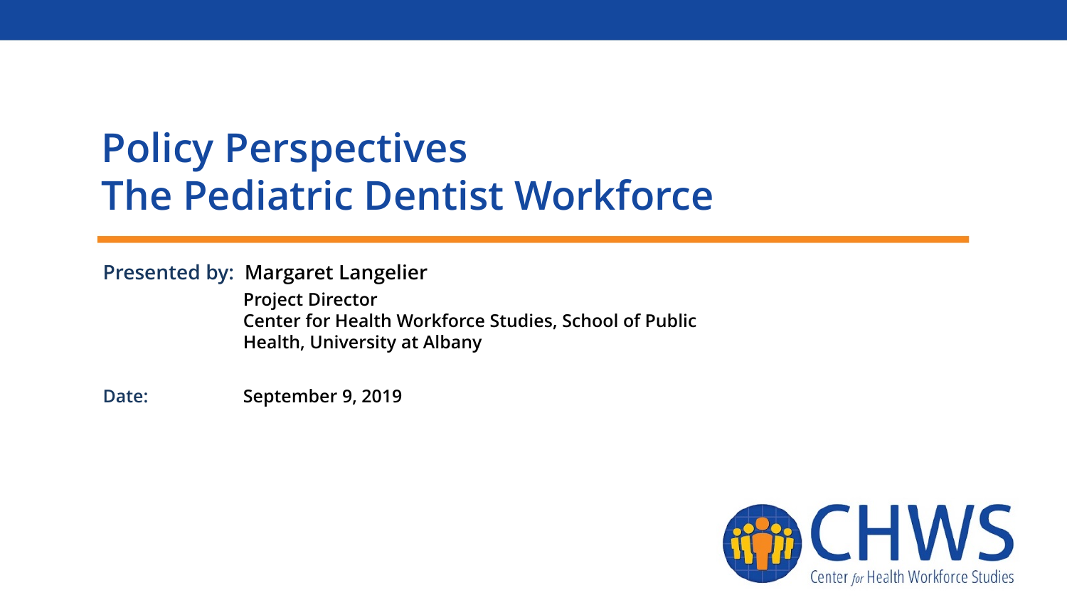# Policy Perspectives
# The Pediatric Dentist Workforce

**Presented by:** **Margaret Langelier**
**Project Director**
**Center for Health Workforce Studies, School of Public Health, University at Albany**

**Date:** **September 9, 2019**

CHWS
Center for Health Workforce Studies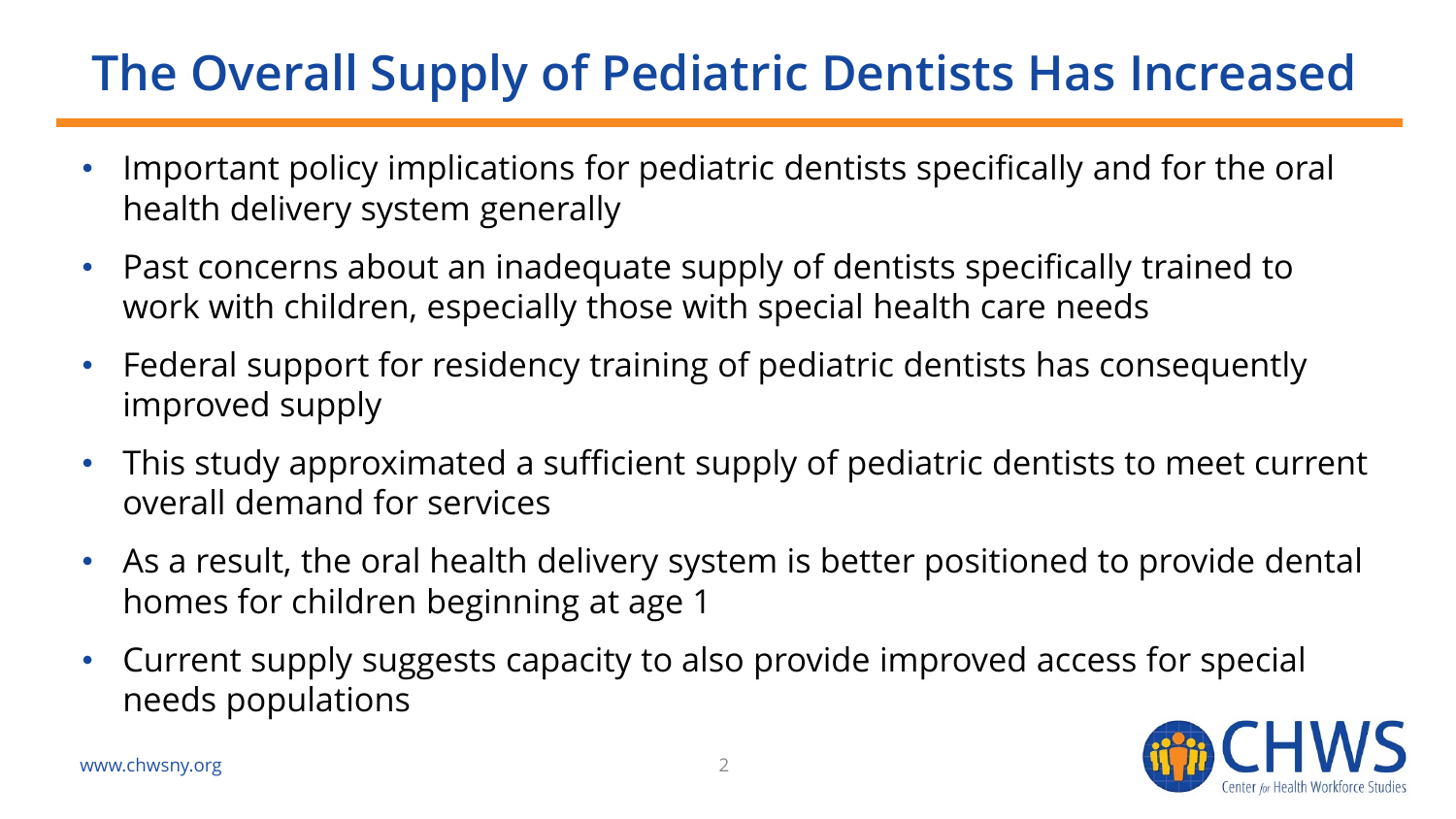# The Overall Supply of Pediatric Dentists Has Increased

- Important policy implications for pediatric dentists specifically and for the oral health delivery system generally
- Past concerns about an inadequate supply of dentists specifically trained to work with children, especially those with special health care needs
- Federal support for residency training of pediatric dentists has consequently improved supply
- This study approximated a sufficient supply of pediatric dentists to meet current overall demand for services
- As a result, the oral health delivery system is better positioned to provide dental homes for children beginning at age 1
- Current supply suggests capacity to also provide improved access for special needs populations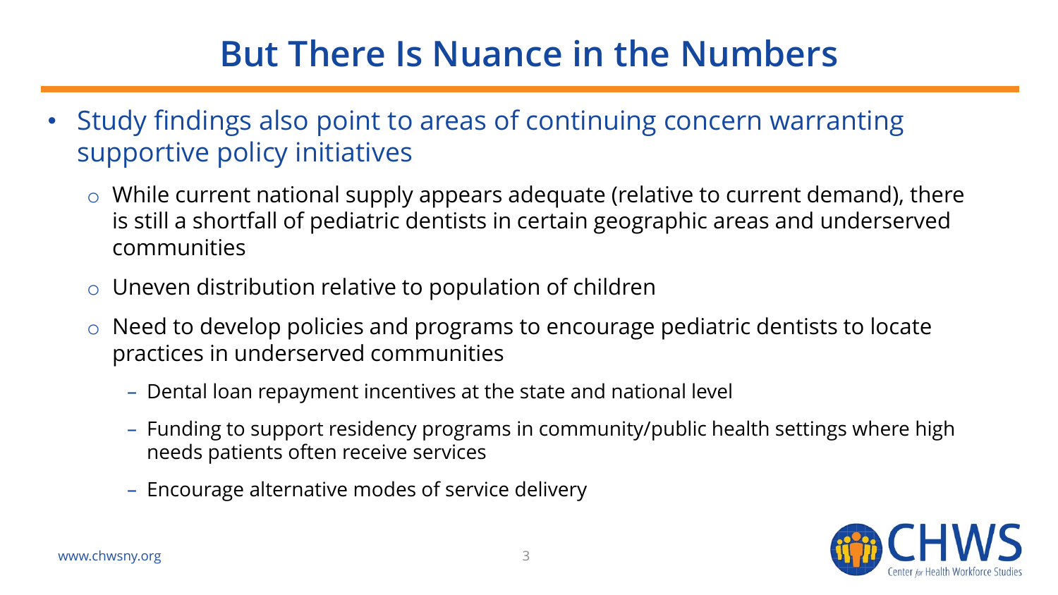# But There Is Nuance in the Numbers

- Study findings also point to areas of continuing concern warranting supportive policy initiatives
  - While current national supply appears adequate (relative to current demand), there is still a shortfall of pediatric dentists in certain geographic areas and underserved communities
  - Uneven distribution relative to population of children
  - Need to develop policies and programs to encourage pediatric dentists to locate practices in underserved communities
    - Dental loan repayment incentives at the state and national level
    - Funding to support residency programs in community/public health settings where high needs patients often receive services
    - Encourage alternative modes of service delivery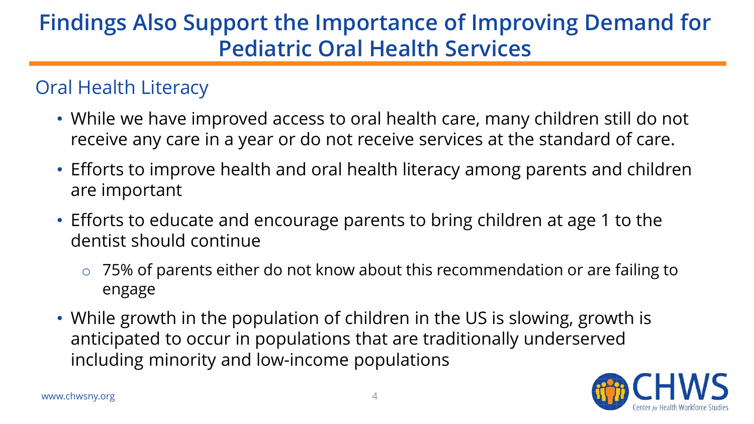# Findings Also Support the Importance of Improving Demand for Pediatric Oral Health Services

## Oral Health Literacy

- While we have improved access to oral health care, many children still do not receive any care in a year or do not receive services at the standard of care.
- Efforts to improve health and oral health literacy among parents and children are important
- Efforts to educate and encourage parents to bring children at age 1 to the dentist should continue
  - 75% of parents either do not know about this recommendation or are failing to engage
- While growth in the population of children in the US is slowing, growth is anticipated to occur in populations that are traditionally underserved including minority and low-income populations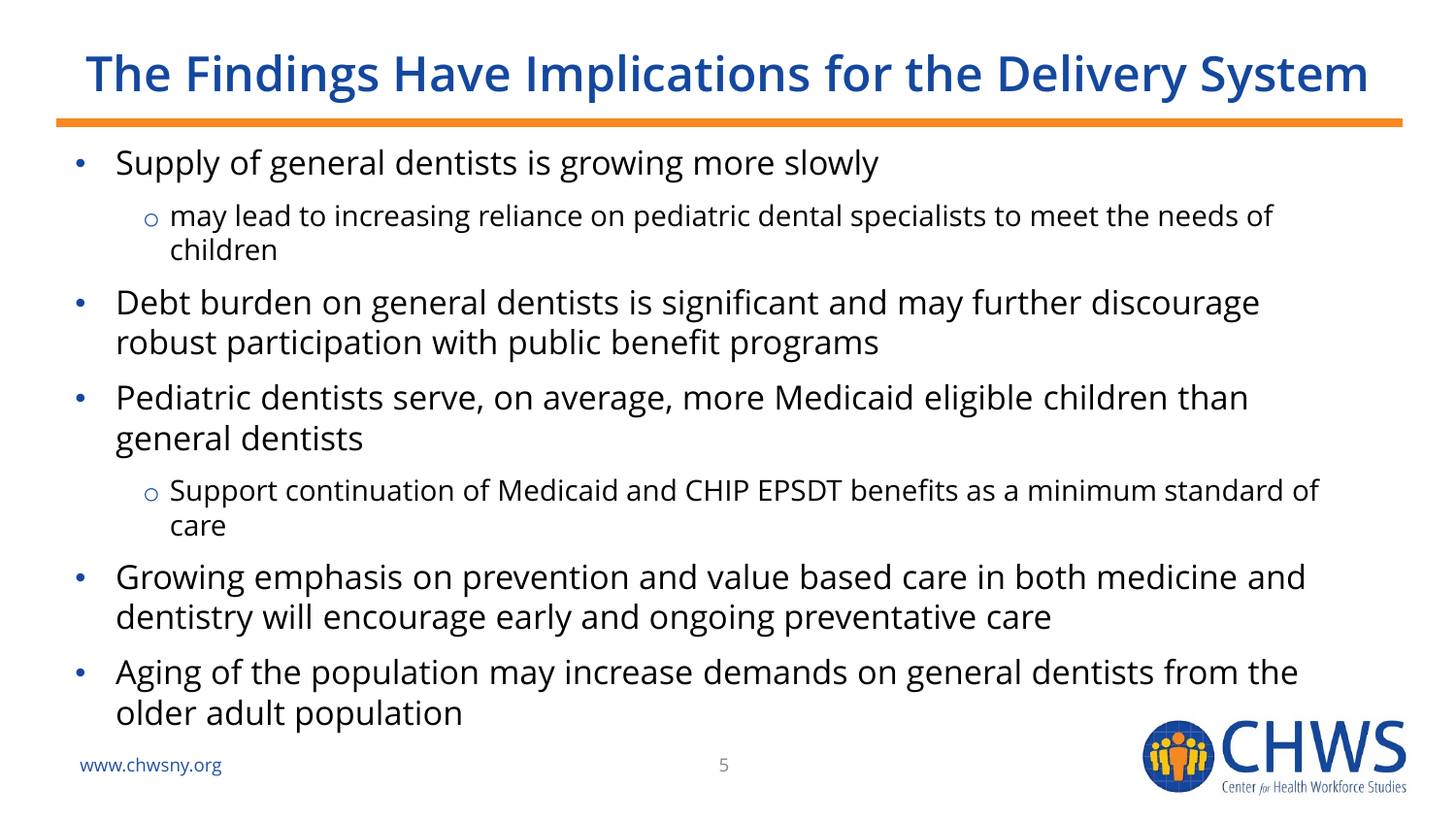# The Findings Have Implications for the Delivery System

- Supply of general dentists is growing more slowly
  - may lead to increasing reliance on pediatric dental specialists to meet the needs of children
- Debt burden on general dentists is significant and may further discourage robust participation with public benefit programs
- Pediatric dentists serve, on average, more Medicaid eligible children than general dentists
  - Support continuation of Medicaid and CHIP EPSDT benefits as a minimum standard of care
- Growing emphasis on prevention and value based care in both medicine and dentistry will encourage early and ongoing preventative care
- Aging of the population may increase demands on general dentists from the older adult population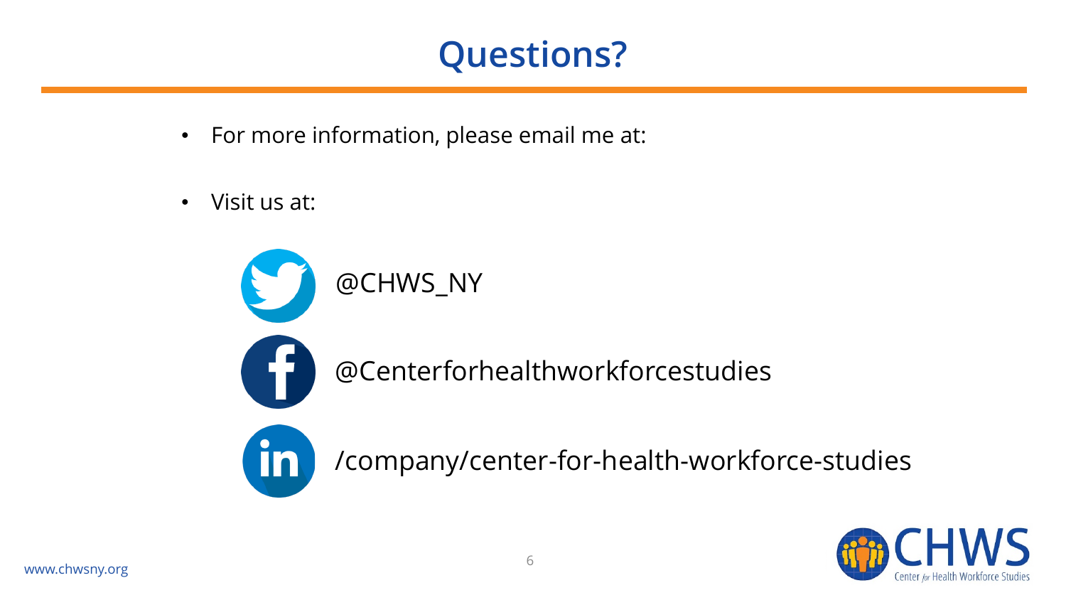# Questions?

- For more information, please email me at:
- Visit us at:

@CHWS_NY

@Centerforhealthworkforcestudies

/company/center-for-health-workforce-studies

CHWS
Center for Health Workforce Studies

www.chwsny.org